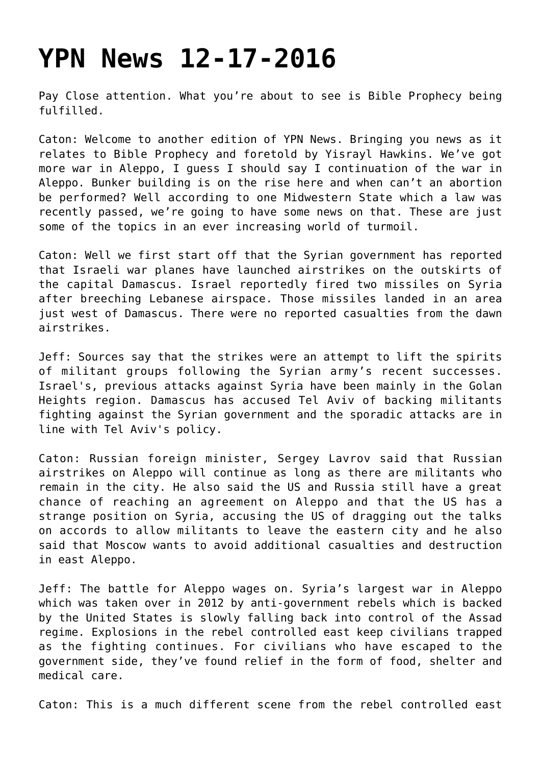# YPN News 12-17-2016

Pay Close attention. What you're about to see is Bible Prophecy being fulfilled.

Caton: Welcome to another edition of YPN News. Bringing you news as it relates to Bible Prophecy and foretold by Yisrayl Hawkins. We've got more war in Aleppo, I guess I should say I continuation of the war in Aleppo. Bunker building is on the rise here and when can't an abortion be performed? Well according to one Midwestern State which a law was recently passed, we're going to have some news on that. These are just some of the topics in an ever increasing world of turmoil.

Caton: Well we first start off that the Syrian government has reported that Israeli war planes have launched airstrikes on the outskirts of the capital Damascus. Israel reportedly fired two missiles on Syria after breeching Lebanese airspace. Those missiles landed in an area just west of Damascus. There were no reported casualties from the dawn airstrikes.

Jeff: Sources say that the strikes were an attempt to lift the spirits of militant groups following the Syrian army's recent successes. Israel's, previous attacks against Syria have been mainly in the Golan Heights region. Damascus has accused Tel Aviv of backing militants fighting against the Syrian government and the sporadic attacks are in line with Tel Aviv's policy.

Caton: Russian foreign minister, Sergey Lavrov said that Russian airstrikes on Aleppo will continue as long as there are militants who remain in the city. He also said the US and Russia still have a great chance of reaching an agreement on Aleppo and that the US has a strange position on Syria, accusing the US of dragging out the talks on accords to allow militants to leave the eastern city and he also said that Moscow wants to avoid additional casualties and destruction in east Aleppo.

Jeff: The battle for Aleppo wages on. Syria's largest war in Aleppo which was taken over in 2012 by anti-government rebels which is backed by the United States is slowly falling back into control of the Assad regime. Explosions in the rebel controlled east keep civilians trapped as the fighting continues. For civilians who have escaped to the government side, they've found relief in the form of food, shelter and medical care.

Caton: This is a much different scene from the rebel controlled east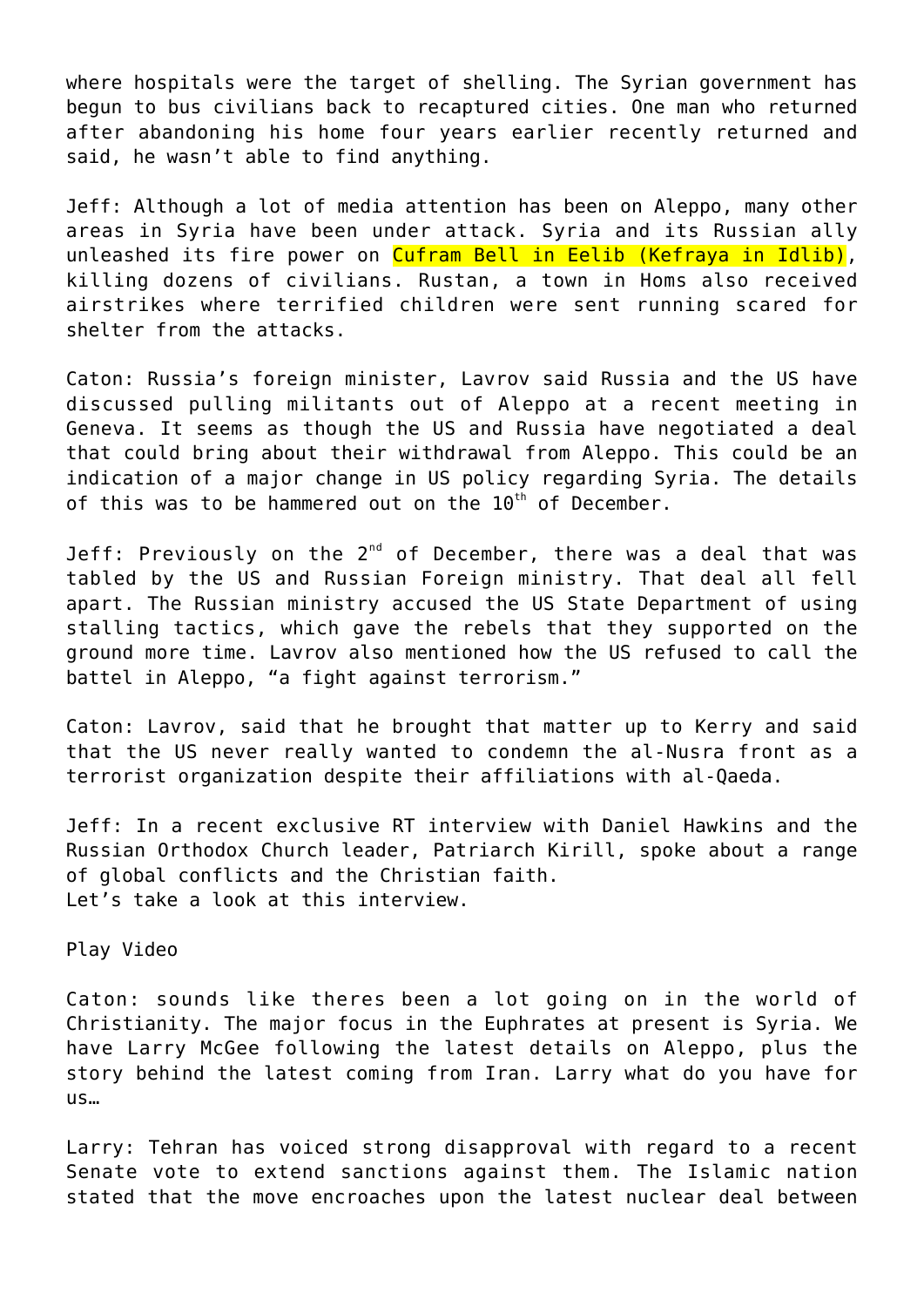where hospitals were the target of shelling. The Syrian government has begun to bus civilians back to recaptured cities. One man who returned after abandoning his home four years earlier recently returned and said, he wasn't able to find anything.

Jeff: Although a lot of media attention has been on Aleppo, many other areas in Syria have been under attack. Syria and its Russian ally unleashed its fire power on Cufram Bell in Eelib (Kefraya in Idlib), killing dozens of civilians. Rustan, a town in Homs also received airstrikes where terrified children were sent running scared for shelter from the attacks.

Caton: Russia's foreign minister, Lavrov said Russia and the US have discussed pulling militants out of Aleppo at a recent meeting in Geneva. It seems as though the US and Russia have negotiated a deal that could bring about their withdrawal from Aleppo. This could be an indication of a major change in US policy regarding Syria. The details of this was to be hammered out on the 10th of December.

Jeff: Previously on the 2nd of December, there was a deal that was tabled by the US and Russian Foreign ministry. That deal all fell apart. The Russian ministry accused the US State Department of using stalling tactics, which gave the rebels that they supported on the ground more time. Lavrov also mentioned how the US refused to call the battel in Aleppo, "a fight against terrorism."

Caton: Lavrov, said that he brought that matter up to Kerry and said that the US never really wanted to condemn the al-Nusra front as a terrorist organization despite their affiliations with al-Qaeda.

Jeff: In a recent exclusive RT interview with Daniel Hawkins and the Russian Orthodox Church leader, Patriarch Kirill, spoke about a range of global conflicts and the Christian faith.
Let's take a look at this interview.

Play Video

Caton: sounds like theres been a lot going on in the world of Christianity. The major focus in the Euphrates at present is Syria. We have Larry McGee following the latest details on Aleppo, plus the story behind the latest coming from Iran. Larry what do you have for us…

Larry: Tehran has voiced strong disapproval with regard to a recent Senate vote to extend sanctions against them. The Islamic nation stated that the move encroaches upon the latest nuclear deal between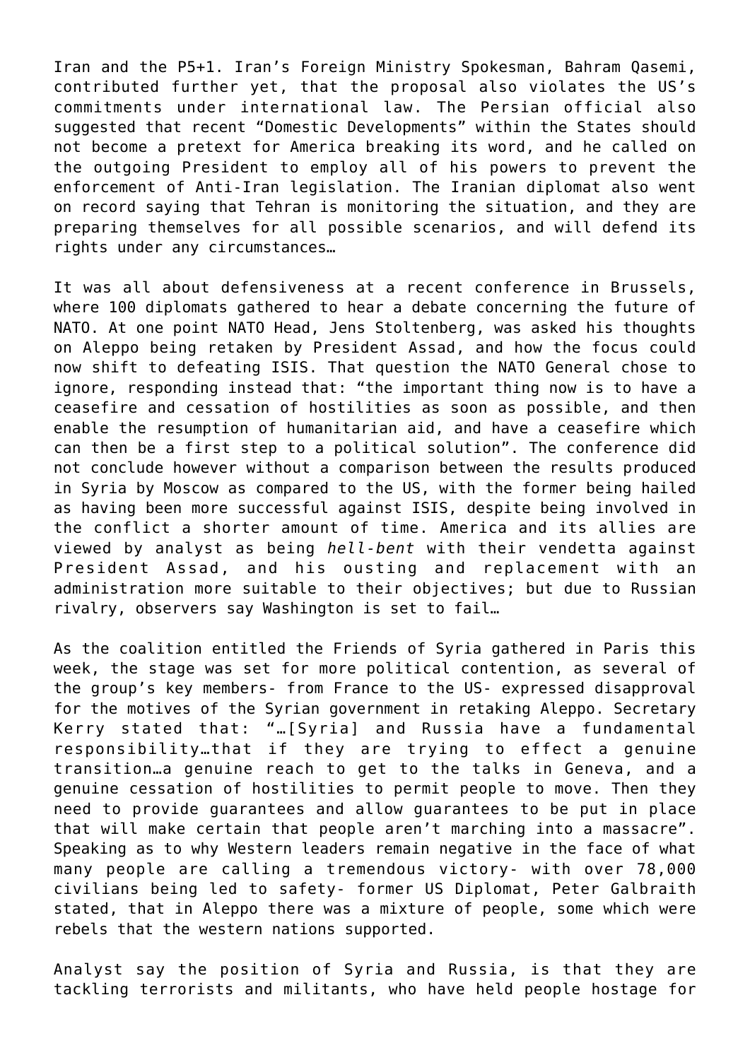Iran and the P5+1. Iran's Foreign Ministry Spokesman, Bahram Qasemi, contributed further yet, that the proposal also violates the US's commitments under international law. The Persian official also suggested that recent "Domestic Developments" within the States should not become a pretext for America breaking its word, and he called on the outgoing President to employ all of his powers to prevent the enforcement of Anti-Iran legislation. The Iranian diplomat also went on record saying that Tehran is monitoring the situation, and they are preparing themselves for all possible scenarios, and will defend its rights under any circumstances…

It was all about defensiveness at a recent conference in Brussels, where 100 diplomats gathered to hear a debate concerning the future of NATO. At one point NATO Head, Jens Stoltenberg, was asked his thoughts on Aleppo being retaken by President Assad, and how the focus could now shift to defeating ISIS. That question the NATO General chose to ignore, responding instead that: "the important thing now is to have a ceasefire and cessation of hostilities as soon as possible, and then enable the resumption of humanitarian aid, and have a ceasefire which can then be a first step to a political solution". The conference did not conclude however without a comparison between the results produced in Syria by Moscow as compared to the US, with the former being hailed as having been more successful against ISIS, despite being involved in the conflict a shorter amount of time. America and its allies are viewed by analyst as being *hell-bent* with their vendetta against President Assad, and his ousting and replacement with an administration more suitable to their objectives; but due to Russian rivalry, observers say Washington is set to fail…

As the coalition entitled the Friends of Syria gathered in Paris this week, the stage was set for more political contention, as several of the group's key members- from France to the US- expressed disapproval for the motives of the Syrian government in retaking Aleppo. Secretary Kerry stated that: "…[Syria] and Russia have a fundamental responsibility…that if they are trying to effect a genuine transition…a genuine reach to get to the talks in Geneva, and a genuine cessation of hostilities to permit people to move. Then they need to provide guarantees and allow guarantees to be put in place that will make certain that people aren't marching into a massacre". Speaking as to why Western leaders remain negative in the face of what many people are calling a tremendous victory- with over 78,000 civilians being led to safety- former US Diplomat, Peter Galbraith stated, that in Aleppo there was a mixture of people, some which were rebels that the western nations supported.

Analyst say the position of Syria and Russia, is that they are tackling terrorists and militants, who have held people hostage for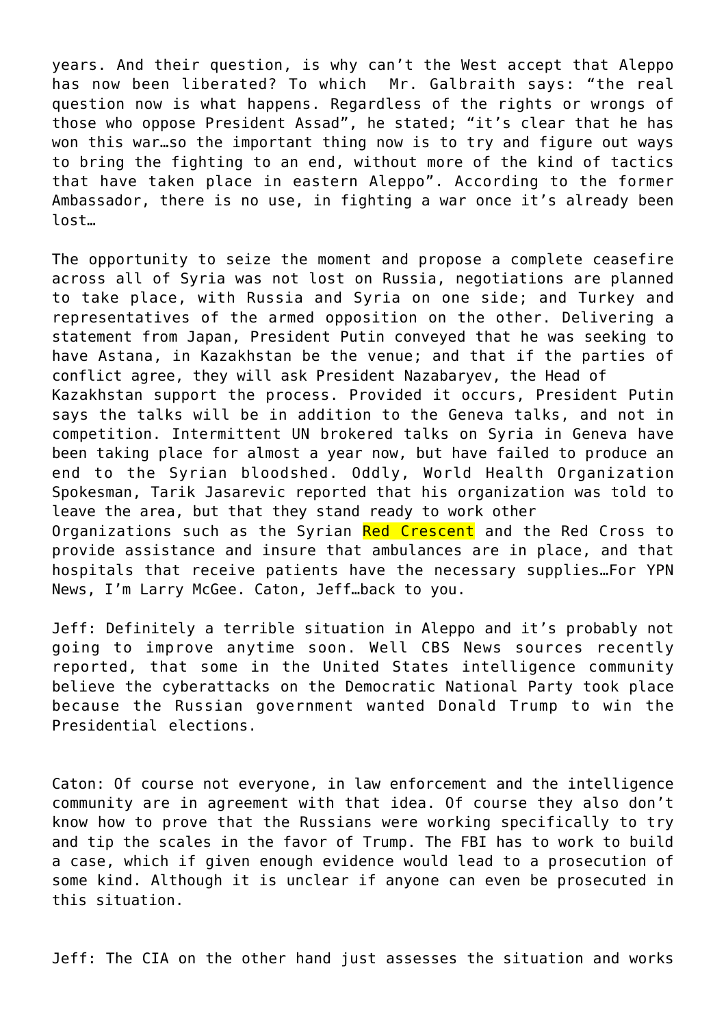years. And their question, is why can't the West accept that Aleppo has now been liberated? To which Mr. Galbraith says: "the real question now is what happens. Regardless of the rights or wrongs of those who oppose President Assad", he stated; "it's clear that he has won this war…so the important thing now is to try and figure out ways to bring the fighting to an end, without more of the kind of tactics that have taken place in eastern Aleppo". According to the former Ambassador, there is no use, in fighting a war once it's already been lost…

The opportunity to seize the moment and propose a complete ceasefire across all of Syria was not lost on Russia, negotiations are planned to take place, with Russia and Syria on one side; and Turkey and representatives of the armed opposition on the other. Delivering a statement from Japan, President Putin conveyed that he was seeking to have Astana, in Kazakhstan be the venue; and that if the parties of conflict agree, they will ask President Nazabaryev, the Head of Kazakhstan support the process. Provided it occurs, President Putin says the talks will be in addition to the Geneva talks, and not in competition. Intermittent UN brokered talks on Syria in Geneva have been taking place for almost a year now, but have failed to produce an end to the Syrian bloodshed. Oddly, World Health Organization Spokesman, Tarik Jasarevic reported that his organization was told to leave the area, but that they stand ready to work other Organizations such as the Syrian Red Crescent and the Red Cross to provide assistance and insure that ambulances are in place, and that hospitals that receive patients have the necessary supplies…For YPN News, I'm Larry McGee. Caton, Jeff…back to you.

Jeff: Definitely a terrible situation in Aleppo and it's probably not going to improve anytime soon. Well CBS News sources recently reported, that some in the United States intelligence community believe the cyberattacks on the Democratic National Party took place because the Russian government wanted Donald Trump to win the Presidential elections.

Caton: Of course not everyone, in law enforcement and the intelligence community are in agreement with that idea. Of course they also don't know how to prove that the Russians were working specifically to try and tip the scales in the favor of Trump. The FBI has to work to build a case, which if given enough evidence would lead to a prosecution of some kind. Although it is unclear if anyone can even be prosecuted in this situation.

Jeff: The CIA on the other hand just assesses the situation and works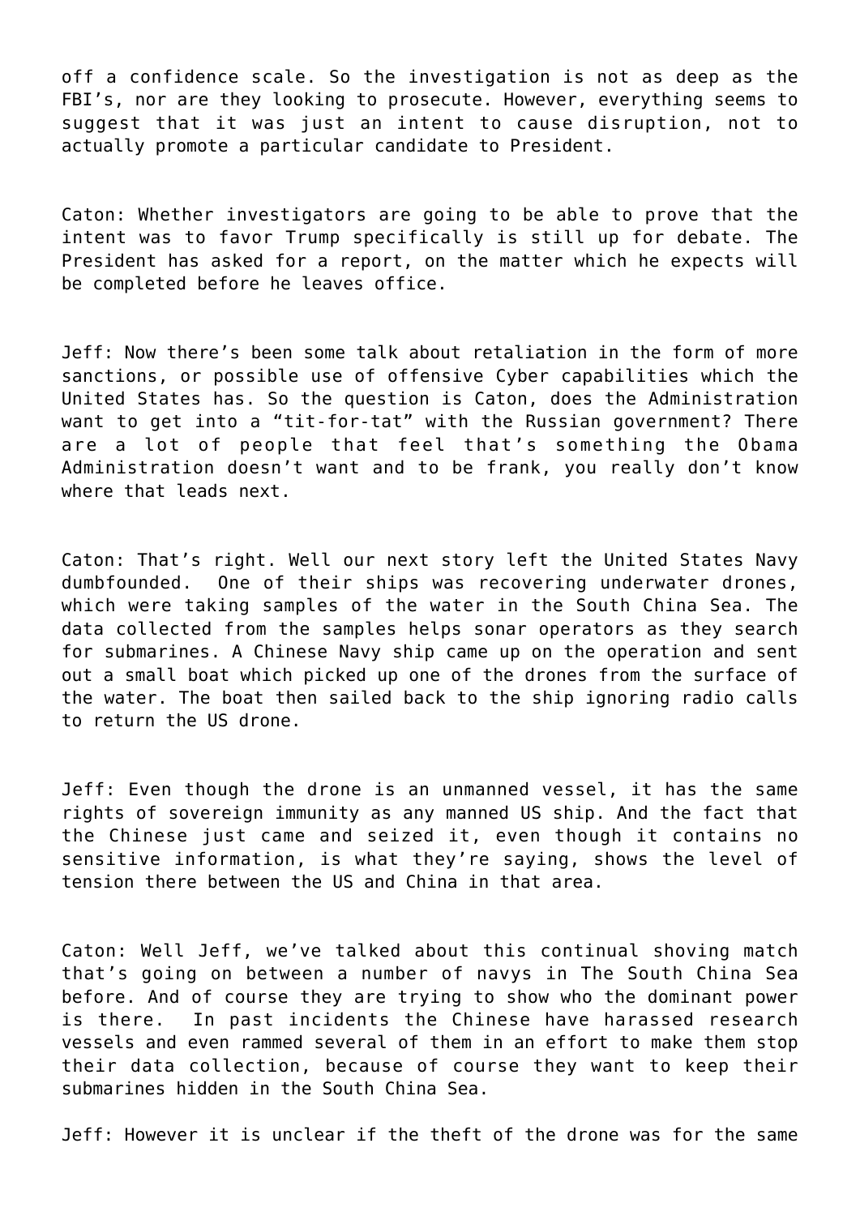off a confidence scale. So the investigation is not as deep as the FBI's, nor are they looking to prosecute. However, everything seems to suggest that it was just an intent to cause disruption, not to actually promote a particular candidate to President.

Caton: Whether investigators are going to be able to prove that the intent was to favor Trump specifically is still up for debate. The President has asked for a report, on the matter which he expects will be completed before he leaves office.

Jeff: Now there's been some talk about retaliation in the form of more sanctions, or possible use of offensive Cyber capabilities which the United States has. So the question is Caton, does the Administration want to get into a "tit-for-tat" with the Russian government? There are a lot of people that feel that's something the Obama Administration doesn't want and to be frank, you really don't know where that leads next.

Caton: That's right. Well our next story left the United States Navy dumbfounded. One of their ships was recovering underwater drones, which were taking samples of the water in the South China Sea. The data collected from the samples helps sonar operators as they search for submarines. A Chinese Navy ship came up on the operation and sent out a small boat which picked up one of the drones from the surface of the water. The boat then sailed back to the ship ignoring radio calls to return the US drone.

Jeff: Even though the drone is an unmanned vessel, it has the same rights of sovereign immunity as any manned US ship. And the fact that the Chinese just came and seized it, even though it contains no sensitive information, is what they're saying, shows the level of tension there between the US and China in that area.

Caton: Well Jeff, we've talked about this continual shoving match that's going on between a number of navys in The South China Sea before. And of course they are trying to show who the dominant power is there. In past incidents the Chinese have harassed research vessels and even rammed several of them in an effort to make them stop their data collection, because of course they want to keep their submarines hidden in the South China Sea.

Jeff: However it is unclear if the theft of the drone was for the same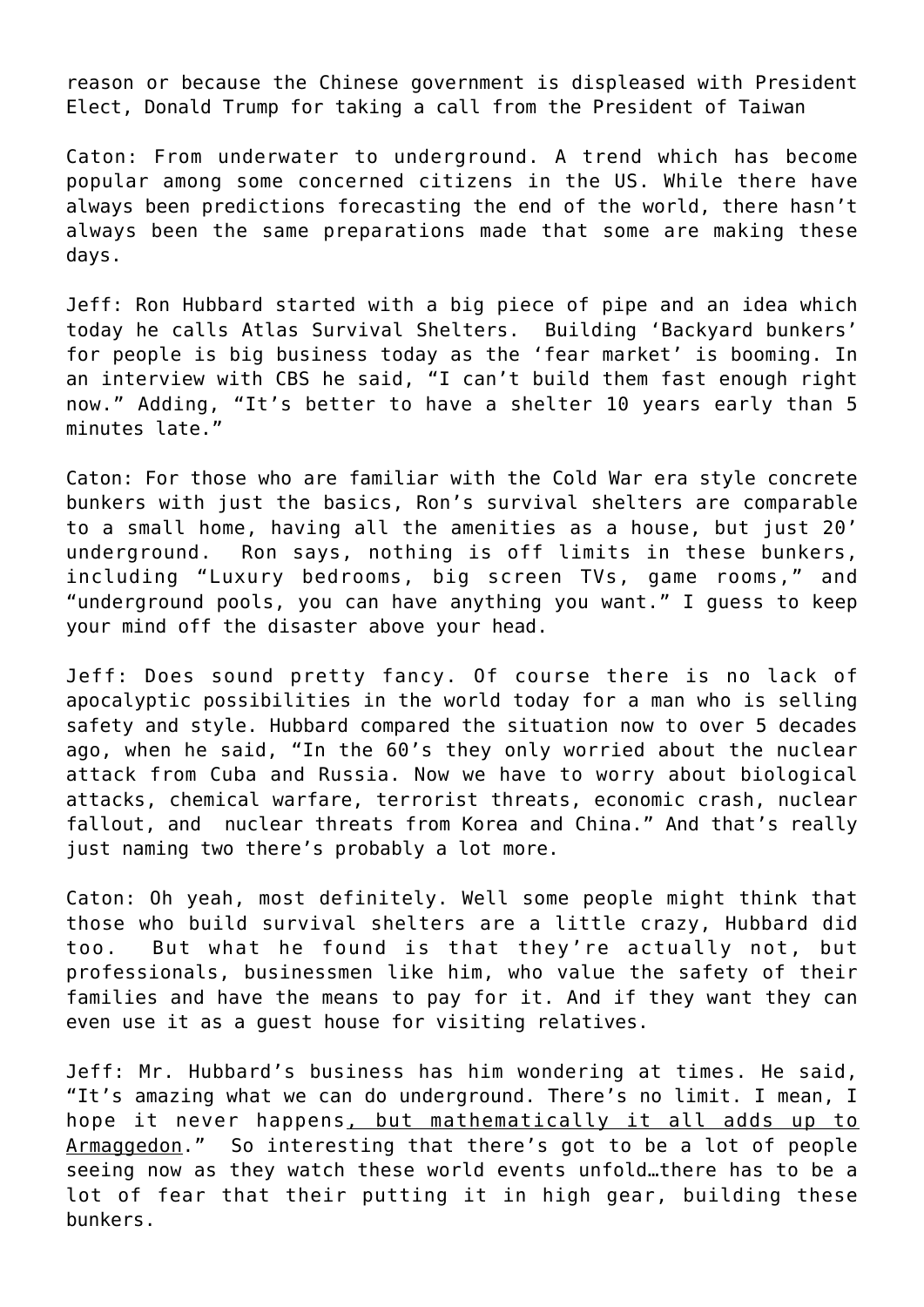reason or because the Chinese government is displeased with President Elect, Donald Trump for taking a call from the President of Taiwan

Caton: From underwater to underground. A trend which has become popular among some concerned citizens in the US. While there have always been predictions forecasting the end of the world, there hasn't always been the same preparations made that some are making these days.

Jeff: Ron Hubbard started with a big piece of pipe and an idea which today he calls Atlas Survival Shelters. Building 'Backyard bunkers' for people is big business today as the 'fear market' is booming. In an interview with CBS he said, "I can't build them fast enough right now." Adding, "It's better to have a shelter 10 years early than 5 minutes late."

Caton: For those who are familiar with the Cold War era style concrete bunkers with just the basics, Ron's survival shelters are comparable to a small home, having all the amenities as a house, but just 20' underground. Ron says, nothing is off limits in these bunkers, including "Luxury bedrooms, big screen TVs, game rooms," and "underground pools, you can have anything you want." I guess to keep your mind off the disaster above your head.

Jeff: Does sound pretty fancy. Of course there is no lack of apocalyptic possibilities in the world today for a man who is selling safety and style. Hubbard compared the situation now to over 5 decades ago, when he said, "In the 60's they only worried about the nuclear attack from Cuba and Russia. Now we have to worry about biological attacks, chemical warfare, terrorist threats, economic crash, nuclear fallout, and nuclear threats from Korea and China." And that's really just naming two there's probably a lot more.

Caton: Oh yeah, most definitely. Well some people might think that those who build survival shelters are a little crazy, Hubbard did too. But what he found is that they're actually not, but professionals, businessmen like him, who value the safety of their families and have the means to pay for it. And if they want they can even use it as a guest house for visiting relatives.

Jeff: Mr. Hubbard's business has him wondering at times. He said, "It's amazing what we can do underground. There's no limit. I mean, I hope it never happens, but mathematically it all adds up to Armageddon." So interesting that there's got to be a lot of people seeing now as they watch these world events unfold…there has to be a lot of fear that their putting it in high gear, building these bunkers.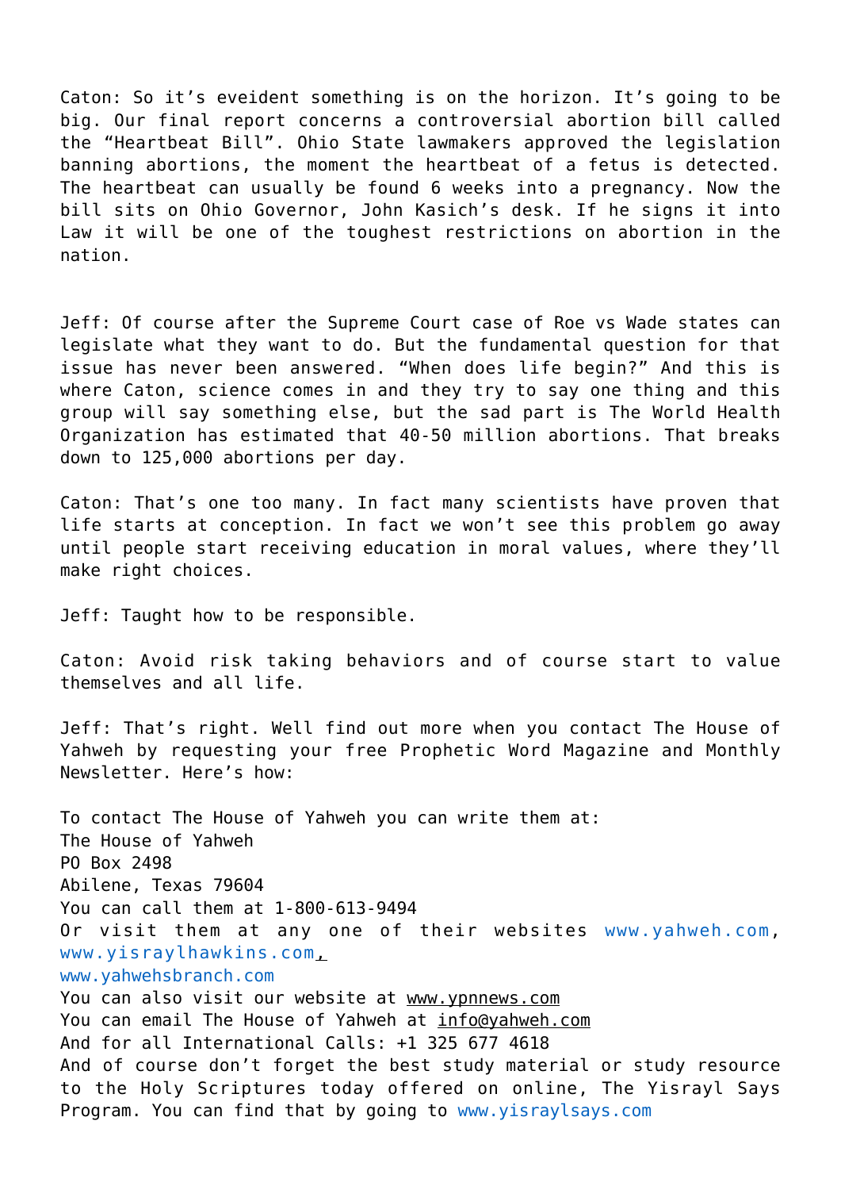Caton: So it's eveident something is on the horizon. It's going to be big. Our final report concerns a controversial abortion bill called the "Heartbeat Bill". Ohio State lawmakers approved the legislation banning abortions, the moment the heartbeat of a fetus is detected. The heartbeat can usually be found 6 weeks into a pregnancy. Now the bill sits on Ohio Governor, John Kasich's desk. If he signs it into Law it will be one of the toughest restrictions on abortion in the nation.

Jeff: Of course after the Supreme Court case of Roe vs Wade states can legislate what they want to do. But the fundamental question for that issue has never been answered. "When does life begin?" And this is where Caton, science comes in and they try to say one thing and this group will say something else, but the sad part is The World Health Organization has estimated that 40-50 million abortions. That breaks down to 125,000 abortions per day.

Caton: That's one too many. In fact many scientists have proven that life starts at conception. In fact we won't see this problem go away until people start receiving education in moral values, where they'll make right choices.

Jeff: Taught how to be responsible.

Caton: Avoid risk taking behaviors and of course start to value themselves and all life.

Jeff: That's right. Well find out more when you contact The House of Yahweh by requesting your free Prophetic Word Magazine and Monthly Newsletter. Here's how:

To contact The House of Yahweh you can write them at:
The House of Yahweh
PO Box 2498
Abilene, Texas 79604
You can call them at 1-800-613-9494
Or visit them at any one of their websites www.yahweh.com, www.yisraylhawkins.com,
www.yahwehsbranch.com
You can also visit our website at www.ypnnews.com
You can email The House of Yahweh at info@yahweh.com
And for all International Calls: +1 325 677 4618
And of course don't forget the best study material or study resource to the Holy Scriptures today offered on online, The Yisrayl Says Program. You can find that by going to www.yisraylsays.com